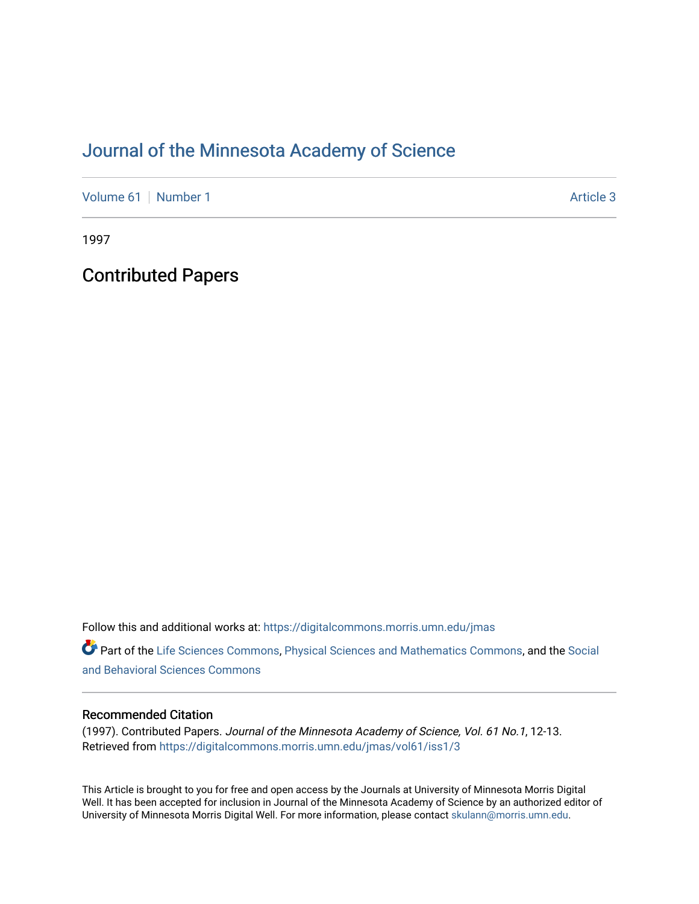# Journal of the Minnesota Academy of Science

Volume 61 | Number 1 | Article 3

1997

## Contributed Papers

Follow this and additional works at: https://digitalcommons.morris.umn.edu/jmas

Part of the Life Sciences Commons, Physical Sciences and Mathematics Commons, and the Social and Behavioral Sciences Commons

### Recommended Citation

(1997). Contributed Papers. *Journal of the Minnesota Academy of Science, Vol. 61 No.1*, 12-13. Retrieved from https://digitalcommons.morris.umn.edu/jmas/vol61/iss1/3

This Article is brought to you for free and open access by the Journals at University of Minnesota Morris Digital Well. It has been accepted for inclusion in Journal of the Minnesota Academy of Science by an authorized editor of University of Minnesota Morris Digital Well. For more information, please contact skulann@morris.umn.edu.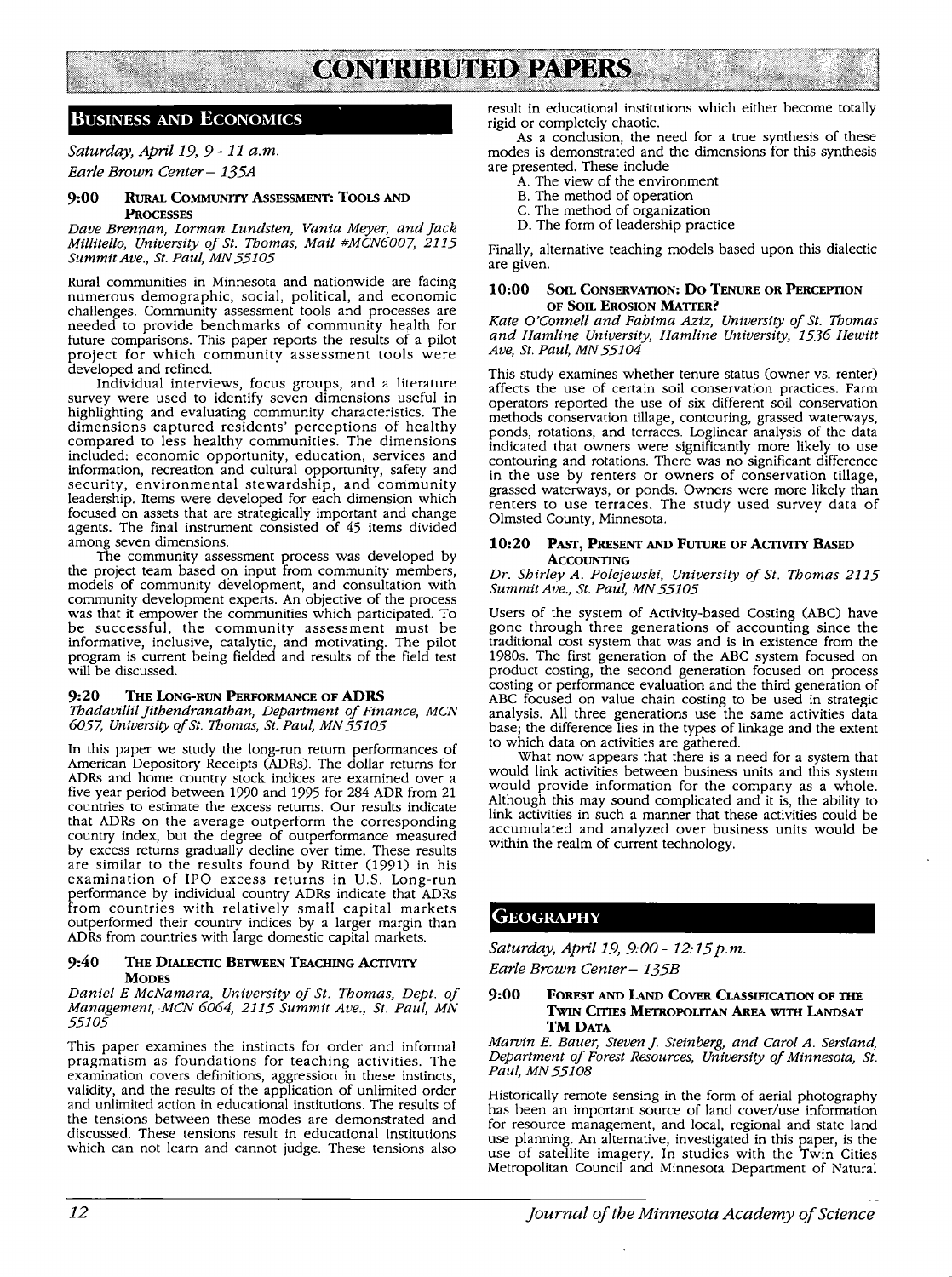# CONTRIBUTED PAPERS

## Business and Economics

*Saturday, April 19, 9 - 11 a.m.*

*Earle Brown Center – 135A*

### 9:00 Rural Community Assessment: Tools and Processes

*Dave Brennan, Lorman Lundsten, Vania Meyer, and Jack Millitello, University of St. Thomas, Mail #MCN6007, 2115 Summit Ave., St. Paul, MN 55105*

Rural communities in Minnesota and nationwide are facing numerous demographic, social, political, and economic challenges. Community assessment tools and processes are needed to provide benchmarks of community health for future comparisons. This paper reports the results of a pilot project for which community assessment tools were developed and refined.

Individual interviews, focus groups, and a literature survey were used to identify seven dimensions useful in highlighting and evaluating community characteristics. The dimensions captured residents' perceptions of healthy compared to less healthy communities. The dimensions included: economic opportunity, education, services and information, recreation and cultural opportunity, safety and security, environmental stewardship, and community leadership. Items were developed for each dimension which focused on assets that are strategically important and change agents. The final instrument consisted of 45 items divided among seven dimensions.

The community assessment process was developed by the project team based on input from community members, models of community development, and consultation with community development experts. An objective of the process was that it empower the communities which participated. To be successful, the community assessment must be informative, inclusive, catalytic, and motivating. The pilot program is current being fielded and results of the field test will be discussed.

### 9:20 The Long-run Performance of ADRS

*Thadavillil Jithendranathan, Department of Finance, MCN 6057, University of St. Thomas, St. Paul, MN 55105*

In this paper we study the long-run return performances of American Depository Receipts (ADRs). The dollar returns for ADRs and home country stock indices are examined over a five year period between 1990 and 1995 for 284 ADR from 21 countries to estimate the excess returns. Our results indicate that ADRs on the average outperform the corresponding country index, but the degree of outperformance measured by excess returns gradually decline over time. These results are similar to the results found by Ritter (1991) in his examination of IPO excess returns in U.S. Long-run performance by individual country ADRs indicate that ADRs from countries with relatively small capital markets outperformed their country indices by a larger margin than ADRs from countries with large domestic capital markets.

### 9:40 The Dialectic Between Teaching Activity Modes

*Daniel E McNamara, University of St. Thomas, Dept. of Management, MCN 6064, 2115 Summit Ave., St. Paul, MN 55105*

This paper examines the instincts for order and informal pragmatism as foundations for teaching activities. The examination covers definitions, aggression in these instincts, validity, and the results of the application of unlimited order and unlimited action in educational institutions. The results of the tensions between these modes are demonstrated and discussed. These tensions result in educational institutions which can not learn and cannot judge. These tensions also result in educational institutions which either become totally rigid or completely chaotic.

As a conclusion, the need for a true synthesis of these modes is demonstrated and the dimensions for this synthesis are presented. These include

A. The view of the environment
B. The method of operation
C. The method of organization
D. The form of leadership practice

Finally, alternative teaching models based upon this dialectic are given.

### 10:00 Soil Conservation: Do Tenure or Perception of Soil Erosion Matter?

*Kate O'Connell and Fahima Aziz, University of St. Thomas and Hamline University, Hamline University, 1536 Hewitt Ave, St. Paul, MN 55104*

This study examines whether tenure status (owner vs. renter) affects the use of certain soil conservation practices. Farm operators reported the use of six different soil conservation methods conservation tillage, contouring, grassed waterways, ponds, rotations, and terraces. Loglinear analysis of the data indicated that owners were significantly more likely to use contouring and rotations. There was no significant difference in the use by renters or owners of conservation tillage, grassed waterways, or ponds. Owners were more likely than renters to use terraces. The study used survey data of Olmsted County, Minnesota.

### 10:20 Past, Present and Future of Activity Based Accounting

*Dr. Shirley A. Polejewski, University of St. Thomas 2115 Summit Ave., St. Paul, MN 55105*

Users of the system of Activity-based Costing (ABC) have gone through three generations of accounting since the traditional cost system that was and is in existence from the 1980s. The first generation of the ABC system focused on product costing, the second generation focused on process costing or performance evaluation and the third generation of ABC focused on value chain costing to be used in strategic analysis. All three generations use the same activities data base; the difference lies in the types of linkage and the extent to which data on activities are gathered.

What now appears that there is a need for a system that would link activities between business units and this system would provide information for the company as a whole. Although this may sound complicated and it is, the ability to link activities in such a manner that these activities could be accumulated and analyzed over business units would be within the realm of current technology.

## Geography

*Saturday, April 19, 9:00 - 12:15 p.m.*

*Earle Brown Center – 135B*

### 9:00 Forest and Land Cover Classification of the Twin Cities Metropolitan Area with Landsat TM Data

*Marvin E. Bauer, Steven J. Steinberg, and Carol A. Sersland, Department of Forest Resources, University of Minnesota, St. Paul, MN 55108*

Historically remote sensing in the form of aerial photography has been an important source of land cover/use information for resource management, and local, regional and state land use planning. An alternative, investigated in this paper, is the use of satellite imagery. In studies with the Twin Cities Metropolitan Council and Minnesota Department of Natural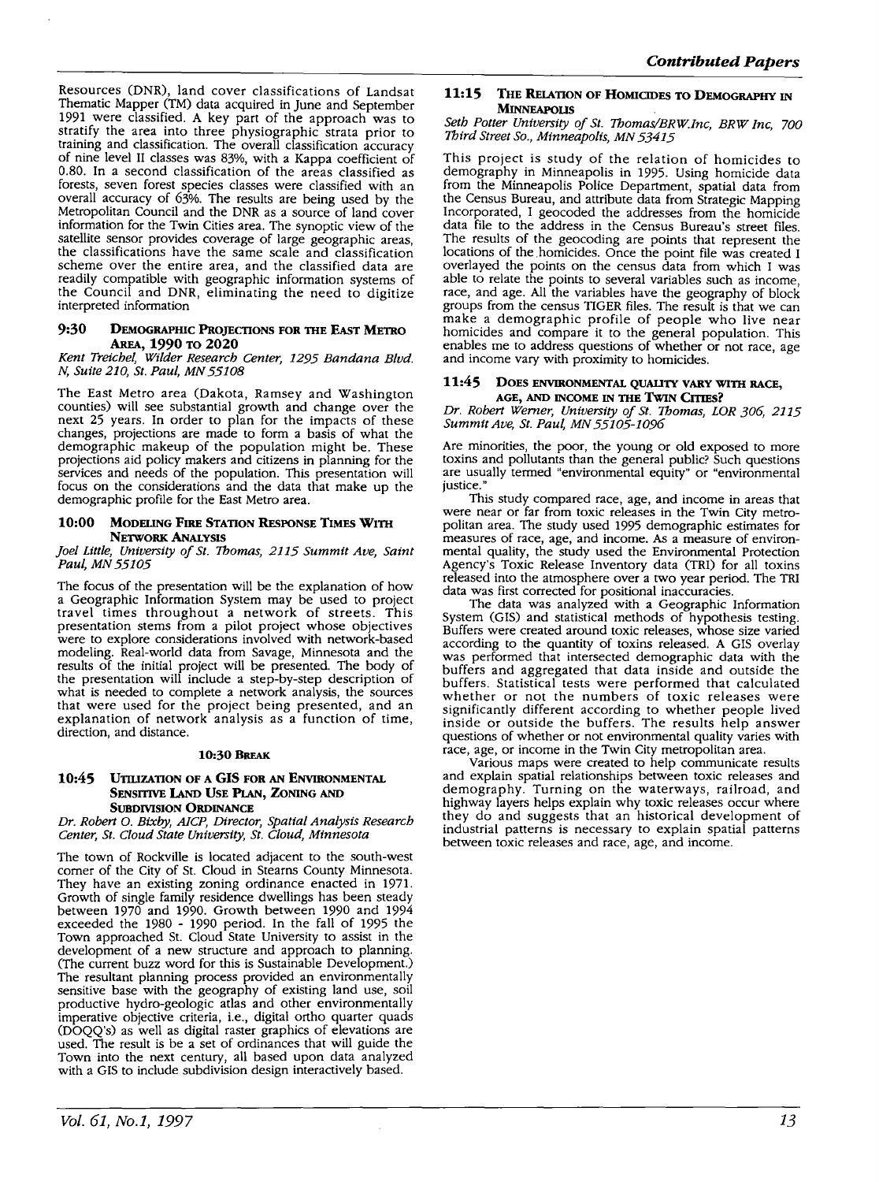Resources (DNR), land cover classifications of Landsat Thematic Mapper (TM) data acquired in June and September 1991 were classified. A key part of the approach was to stratify the area into three physiographic strata prior to training and classification. The overall classification accuracy of nine level II classes was 83%, with a Kappa coefficient of 0.80. In a second classification of the areas classified as forests, seven forest species classes were classified with an overall accuracy of 63%. The results are being used by the Metropolitan Council and the DNR as a source of land cover information for the Twin Cities area. The synoptic view of the satellite sensor provides coverage of large geographic areas, the classifications have the same scale and classification scheme over the entire area, and the classified data are readily compatible with geographic information systems of the Council and DNR, eliminating the need to digitize interpreted information

### 9:30 Demographic Projections for the East Metro Area, 1990 to 2020

*Kent Treichel, Wilder Research Center, 1295 Bandana Blvd. N, Suite 210, St. Paul, MN 55108*

The East Metro area (Dakota, Ramsey and Washington counties) will see substantial growth and change over the next 25 years. In order to plan for the impacts of these changes, projections are made to form a basis of what the demographic makeup of the population might be. These projections aid policy makers and citizens in planning for the services and needs of the population. This presentation will focus on the considerations and the data that make up the demographic profile for the East Metro area.

### 10:00 Modeling Fire Station Response Times With Network Analysis

*Joel Little, University of St. Thomas, 2115 Summit Ave, Saint Paul, MN 55105*

The focus of the presentation will be the explanation of how a Geographic Information System may be used to project travel times throughout a network of streets. This presentation stems from a pilot project whose objectives were to explore considerations involved with network-based modeling. Real-world data from Savage, Minnesota and the results of the initial project will be presented. The body of the presentation will include a step-by-step description of what is needed to complete a network analysis, the sources that were used for the project being presented, and an explanation of network analysis as a function of time, direction, and distance.

**10:30 Break**

### 10:45 Utilization of a GIS for an Environmental Sensitive Land Use Plan, Zoning and Subdivision Ordinance

*Dr. Robert O. Bixby, AICP, Director, Spatial Analysis Research Center, St. Cloud State University, St. Cloud, Minnesota*

The town of Rockville is located adjacent to the south-west corner of the City of St. Cloud in Stearns County Minnesota. They have an existing zoning ordinance enacted in 1971. Growth of single family residence dwellings has been steady between 1970 and 1990. Growth between 1990 and 1994 exceeded the 1980 - 1990 period. In the fall of 1995 the Town approached St. Cloud State University to assist in the development of a new structure and approach to planning. (The current buzz word for this is Sustainable Development.) The resultant planning process provided an environmentally sensitive base with the geography of existing land use, soil productive hydro-geologic atlas and other environmentally imperative objective criteria, i.e., digital ortho quarter quads (DOQQ's) as well as digital raster graphics of elevations are used. The result is be a set of ordinances that will guide the Town into the next century, all based upon data analyzed with a GIS to include subdivision design interactively based.

### 11:15 The Relation of Homicides to Demography in Minneapolis

*Seth Potter University of St. Thomas/BRW.Inc, BRW Inc, 700 Third Street So., Minneapolis, MN 53415*

This project is study of the relation of homicides to demography in Minneapolis in 1995. Using homicide data from the Minneapolis Police Department, spatial data from the Census Bureau, and attribute data from Strategic Mapping Incorporated, I geocoded the addresses from the homicide data file to the address in the Census Bureau's street files. The results of the geocoding are points that represent the locations of the homicides. Once the point file was created I overlayed the points on the census data from which I was able to relate the points to several variables such as income, race, and age. All the variables have the geography of block groups from the census TIGER files. The result is that we can make a demographic profile of people who live near homicides and compare it to the general population. This enables me to address questions of whether or not race, age and income vary with proximity to homicides.

### 11:45 Does Environmental Quality Vary with Race, Age, and Income in the Twin Cities?

*Dr. Robert Werner, University of St. Thomas, LOR 306, 2115 Summit Ave, St. Paul, MN 55105-1096*

Are minorities, the poor, the young or old exposed to more toxins and pollutants than the general public? Such questions are usually termed "environmental equity" or "environmental justice."

This study compared race, age, and income in areas that were near or far from toxic releases in the Twin City metropolitan area. The study used 1995 demographic estimates for measures of race, age, and income. As a measure of environmental quality, the study used the Environmental Protection Agency's Toxic Release Inventory data (TRI) for all toxins released into the atmosphere over a two year period. The TRI data was first corrected for positional inaccuracies.

The data was analyzed with a Geographic Information System (GIS) and statistical methods of hypothesis testing. Buffers were created around toxic releases, whose size varied according to the quantity of toxins released. A GIS overlay was performed that intersected demographic data with the buffers and aggregated that data inside and outside the buffers. Statistical tests were performed that calculated whether or not the numbers of toxic releases were significantly different according to whether people lived inside or outside the buffers. The results help answer questions of whether or not environmental quality varies with race, age, or income in the Twin City metropolitan area.

Various maps were created to help communicate results and explain spatial relationships between toxic releases and demography. Turning on the waterways, railroad, and highway layers helps explain why toxic releases occur where they do and suggests that an historical development of industrial patterns is necessary to explain spatial patterns between toxic releases and race, age, and income.